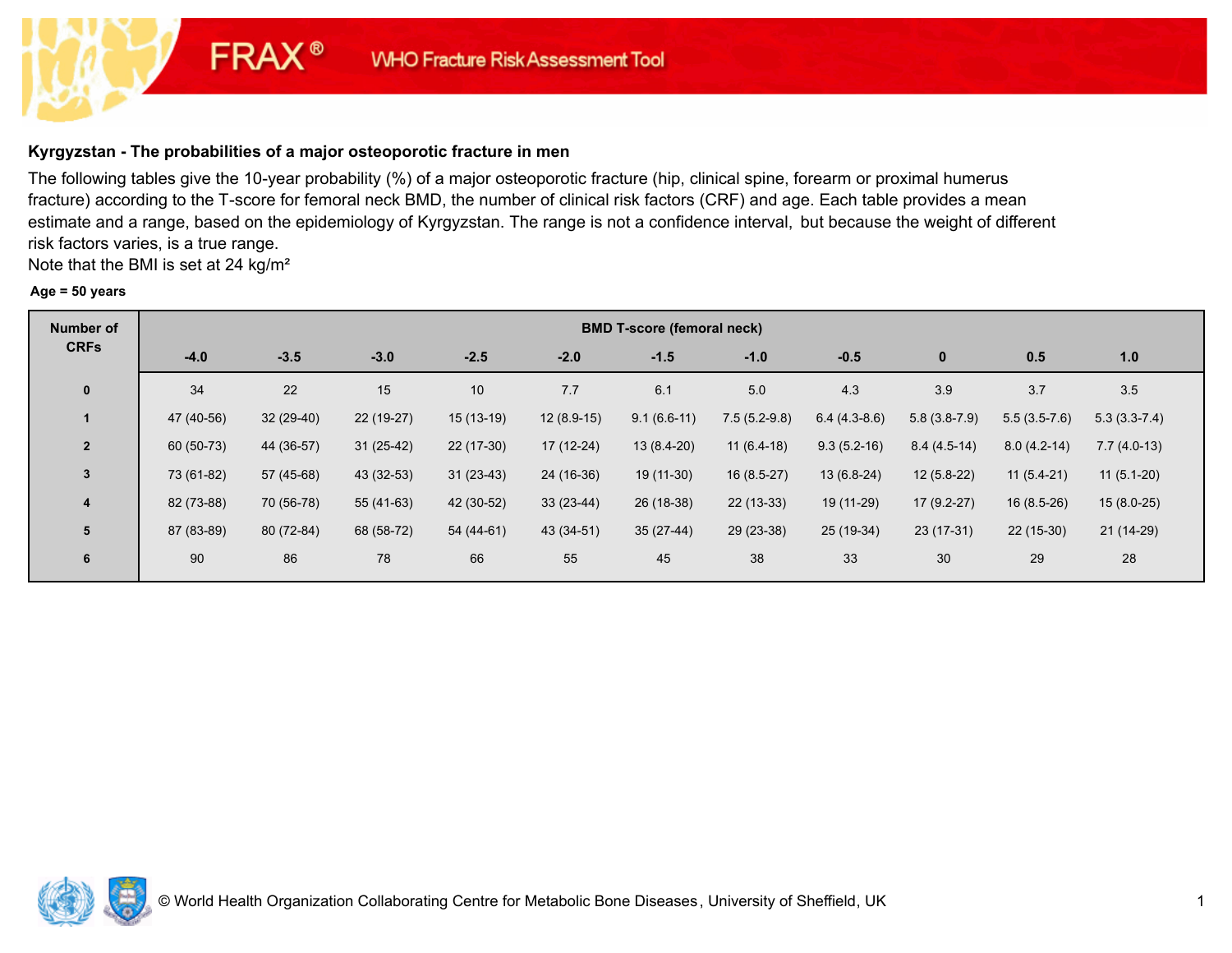FRAX® WHO Fracture Risk Assessment Tool

## Kyrgyzstan - The probabilities of a major osteoporotic fracture in men

The following tables give the 10-year probability (%) of a major osteoporotic fracture (hip, clinical spine, forearm or proximal humerus fracture) according to the T-score for femoral neck BMD, the number of clinical risk factors (CRF) and age. Each table provides a mean estimate and a range, based on the epidemiology of Kyrgyzstan. The range is not a confidence interval, but because the weight of different risk factors varies, is a true range.

Note that the BMI is set at 24 kg/m²

**Age = 50 years**

| Number of CRFs | BMD T-score (femoral neck) | | | | | | | | | | |
|---|---|---|---|---|---|---|---|---|---|---|---|
| | -4.0 | -3.5 | -3.0 | -2.5 | -2.0 | -1.5 | -1.0 | -0.5 | 0 | 0.5 | 1.0 |
| 0 | 34 | 22 | 15 | 10 | 7.7 | 6.1 | 5.0 | 4.3 | 3.9 | 3.7 | 3.5 |
| 1 | 47 (40-56) | 32 (29-40) | 22 (19-27) | 15 (13-19) | 12 (8.9-15) | 9.1 (6.6-11) | 7.5 (5.2-9.8) | 6.4 (4.3-8.6) | 5.8 (3.8-7.9) | 5.5 (3.5-7.6) | 5.3 (3.3-7.4) |
| 2 | 60 (50-73) | 44 (36-57) | 31 (25-42) | 22 (17-30) | 17 (12-24) | 13 (8.4-20) | 11 (6.4-18) | 9.3 (5.2-16) | 8.4 (4.5-14) | 8.0 (4.2-14) | 7.7 (4.0-13) |
| 3 | 73 (61-82) | 57 (45-68) | 43 (32-53) | 31 (23-43) | 24 (16-36) | 19 (11-30) | 16 (8.5-27) | 13 (6.8-24) | 12 (5.8-22) | 11 (5.4-21) | 11 (5.1-20) |
| 4 | 82 (73-88) | 70 (56-78) | 55 (41-63) | 42 (30-52) | 33 (23-44) | 26 (18-38) | 22 (13-33) | 19 (11-29) | 17 (9.2-27) | 16 (8.5-26) | 15 (8.0-25) |
| 5 | 87 (83-89) | 80 (72-84) | 68 (58-72) | 54 (44-61) | 43 (34-51) | 35 (27-44) | 29 (23-38) | 25 (19-34) | 23 (17-31) | 22 (15-30) | 21 (14-29) |
| 6 | 90 | 86 | 78 | 66 | 55 | 45 | 38 | 33 | 30 | 29 | 28 |

© World Health Organization Collaborating Centre for Metabolic Bone Diseases, University of Sheffield, UK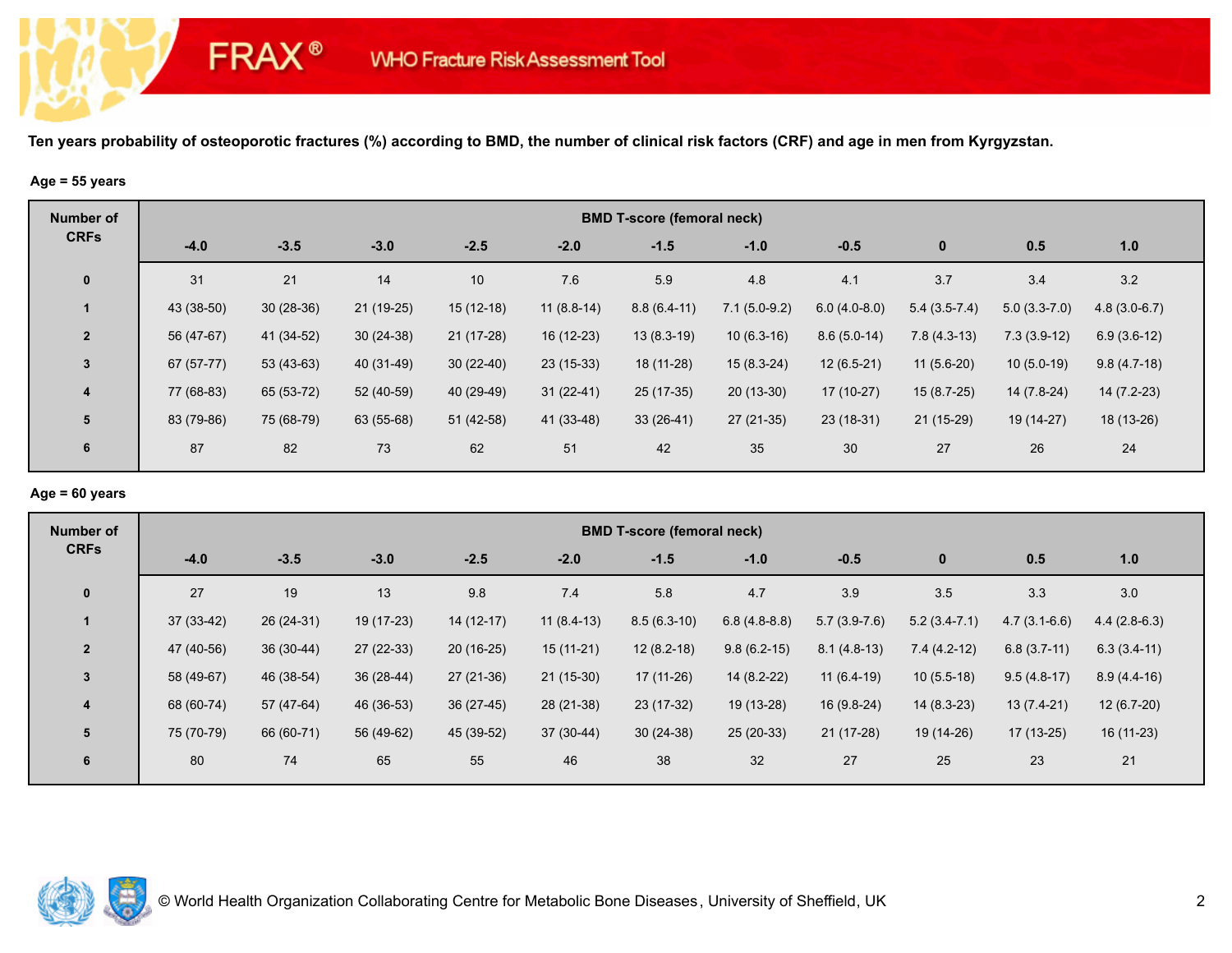FRAX® WHO Fracture Risk Assessment Tool

**Ten years probability of osteoporotic fractures (%) according to BMD, the number of clinical risk factors (CRF) and age in men from Kyrgyzstan.**

**Age = 55 years**

| Number of CRFs | BMD T-score (femoral neck) | | | | | | | | | | |
|---|---|---|---|---|---|---|---|---|---|---|---|
| | -4.0 | -3.5 | -3.0 | -2.5 | -2.0 | -1.5 | -1.0 | -0.5 | 0 | 0.5 | 1.0 |
| 0 | 31 | 21 | 14 | 10 | 7.6 | 5.9 | 4.8 | 4.1 | 3.7 | 3.4 | 3.2 |
| 1 | 43 (38-50) | 30 (28-36) | 21 (19-25) | 15 (12-18) | 11 (8.8-14) | 8.8 (6.4-11) | 7.1 (5.0-9.2) | 6.0 (4.0-8.0) | 5.4 (3.5-7.4) | 5.0 (3.3-7.0) | 4.8 (3.0-6.7) |
| 2 | 56 (47-67) | 41 (34-52) | 30 (24-38) | 21 (17-28) | 16 (12-23) | 13 (8.3-19) | 10 (6.3-16) | 8.6 (5.0-14) | 7.8 (4.3-13) | 7.3 (3.9-12) | 6.9 (3.6-12) |
| 3 | 67 (57-77) | 53 (43-63) | 40 (31-49) | 30 (22-40) | 23 (15-33) | 18 (11-28) | 15 (8.3-24) | 12 (6.5-21) | 11 (5.6-20) | 10 (5.0-19) | 9.8 (4.7-18) |
| 4 | 77 (68-83) | 65 (53-72) | 52 (40-59) | 40 (29-49) | 31 (22-41) | 25 (17-35) | 20 (13-30) | 17 (10-27) | 15 (8.7-25) | 14 (7.8-24) | 14 (7.2-23) |
| 5 | 83 (79-86) | 75 (68-79) | 63 (55-68) | 51 (42-58) | 41 (33-48) | 33 (26-41) | 27 (21-35) | 23 (18-31) | 21 (15-29) | 19 (14-27) | 18 (13-26) |
| 6 | 87 | 82 | 73 | 62 | 51 | 42 | 35 | 30 | 27 | 26 | 24 |

**Age = 60 years**

| Number of CRFs | BMD T-score (femoral neck) | | | | | | | | | | |
|---|---|---|---|---|---|---|---|---|---|---|---|
| | -4.0 | -3.5 | -3.0 | -2.5 | -2.0 | -1.5 | -1.0 | -0.5 | 0 | 0.5 | 1.0 |
| 0 | 27 | 19 | 13 | 9.8 | 7.4 | 5.8 | 4.7 | 3.9 | 3.5 | 3.3 | 3.0 |
| 1 | 37 (33-42) | 26 (24-31) | 19 (17-23) | 14 (12-17) | 11 (8.4-13) | 8.5 (6.3-10) | 6.8 (4.8-8.8) | 5.7 (3.9-7.6) | 5.2 (3.4-7.1) | 4.7 (3.1-6.6) | 4.4 (2.8-6.3) |
| 2 | 47 (40-56) | 36 (30-44) | 27 (22-33) | 20 (16-25) | 15 (11-21) | 12 (8.2-18) | 9.8 (6.2-15) | 8.1 (4.8-13) | 7.4 (4.2-12) | 6.8 (3.7-11) | 6.3 (3.4-11) |
| 3 | 58 (49-67) | 46 (38-54) | 36 (28-44) | 27 (21-36) | 21 (15-30) | 17 (11-26) | 14 (8.2-22) | 11 (6.4-19) | 10 (5.5-18) | 9.5 (4.8-17) | 8.9 (4.4-16) |
| 4 | 68 (60-74) | 57 (47-64) | 46 (36-53) | 36 (27-45) | 28 (21-38) | 23 (17-32) | 19 (13-28) | 16 (9.8-24) | 14 (8.3-23) | 13 (7.4-21) | 12 (6.7-20) |
| 5 | 75 (70-79) | 66 (60-71) | 56 (49-62) | 45 (39-52) | 37 (30-44) | 30 (24-38) | 25 (20-33) | 21 (17-28) | 19 (14-26) | 17 (13-25) | 16 (11-23) |
| 6 | 80 | 74 | 65 | 55 | 46 | 38 | 32 | 27 | 25 | 23 | 21 |

© World Health Organization Collaborating Centre for Metabolic Bone Diseases, University of Sheffield, UK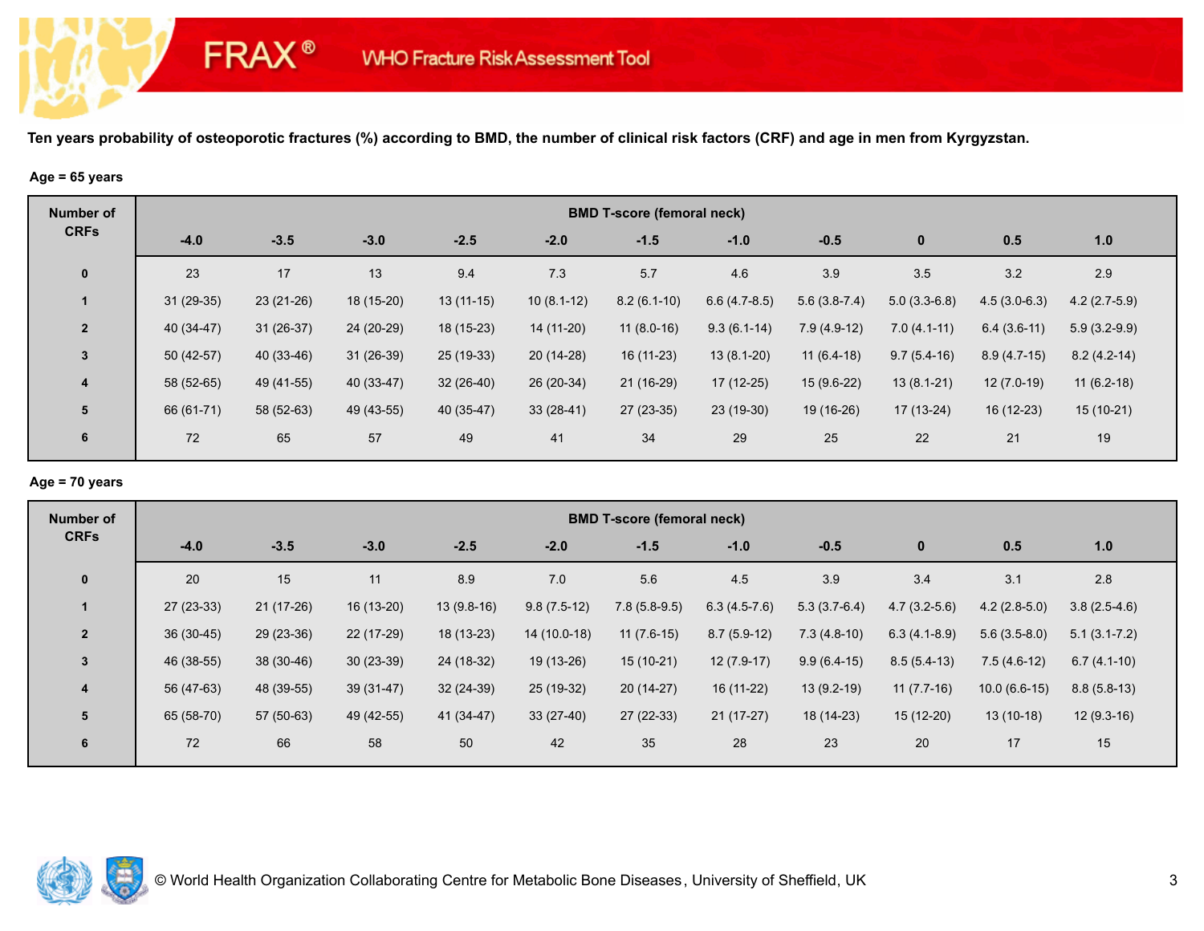FRAX® WHO Fracture Risk Assessment Tool

**Ten years probability of osteoporotic fractures (%) according to BMD, the number of clinical risk factors (CRF) and age in men from Kyrgyzstan.**

**Age = 65 years**

| Number of CRFs | BMD T-score (femoral neck) | | | | | | | | | | |
|---|---|---|---|---|---|---|---|---|---|---|---|
| | -4.0 | -3.5 | -3.0 | -2.5 | -2.0 | -1.5 | -1.0 | -0.5 | 0 | 0.5 | 1.0 |
| 0 | 23 | 17 | 13 | 9.4 | 7.3 | 5.7 | 4.6 | 3.9 | 3.5 | 3.2 | 2.9 |
| 1 | 31 (29-35) | 23 (21-26) | 18 (15-20) | 13 (11-15) | 10 (8.1-12) | 8.2 (6.1-10) | 6.6 (4.7-8.5) | 5.6 (3.8-7.4) | 5.0 (3.3-6.8) | 4.5 (3.0-6.3) | 4.2 (2.7-5.9) |
| 2 | 40 (34-47) | 31 (26-37) | 24 (20-29) | 18 (15-23) | 14 (11-20) | 11 (8.0-16) | 9.3 (6.1-14) | 7.9 (4.9-12) | 7.0 (4.1-11) | 6.4 (3.6-11) | 5.9 (3.2-9.9) |
| 3 | 50 (42-57) | 40 (33-46) | 31 (26-39) | 25 (19-33) | 20 (14-28) | 16 (11-23) | 13 (8.1-20) | 11 (6.4-18) | 9.7 (5.4-16) | 8.9 (4.7-15) | 8.2 (4.2-14) |
| 4 | 58 (52-65) | 49 (41-55) | 40 (33-47) | 32 (26-40) | 26 (20-34) | 21 (16-29) | 17 (12-25) | 15 (9.6-22) | 13 (8.1-21) | 12 (7.0-19) | 11 (6.2-18) |
| 5 | 66 (61-71) | 58 (52-63) | 49 (43-55) | 40 (35-47) | 33 (28-41) | 27 (23-35) | 23 (19-30) | 19 (16-26) | 17 (13-24) | 16 (12-23) | 15 (10-21) |
| 6 | 72 | 65 | 57 | 49 | 41 | 34 | 29 | 25 | 22 | 21 | 19 |

**Age = 70 years**

| Number of CRFs | BMD T-score (femoral neck) | | | | | | | | | | |
|---|---|---|---|---|---|---|---|---|---|---|---|
| | -4.0 | -3.5 | -3.0 | -2.5 | -2.0 | -1.5 | -1.0 | -0.5 | 0 | 0.5 | 1.0 |
| 0 | 20 | 15 | 11 | 8.9 | 7.0 | 5.6 | 4.5 | 3.9 | 3.4 | 3.1 | 2.8 |
| 1 | 27 (23-33) | 21 (17-26) | 16 (13-20) | 13 (9.8-16) | 9.8 (7.5-12) | 7.8 (5.8-9.5) | 6.3 (4.5-7.6) | 5.3 (3.7-6.4) | 4.7 (3.2-5.6) | 4.2 (2.8-5.0) | 3.8 (2.5-4.6) |
| 2 | 36 (30-45) | 29 (23-36) | 22 (17-29) | 18 (13-23) | 14 (10.0-18) | 11 (7.6-15) | 8.7 (5.9-12) | 7.3 (4.8-10) | 6.3 (4.1-8.9) | 5.6 (3.5-8.0) | 5.1 (3.1-7.2) |
| 3 | 46 (38-55) | 38 (30-46) | 30 (23-39) | 24 (18-32) | 19 (13-26) | 15 (10-21) | 12 (7.9-17) | 9.9 (6.4-15) | 8.5 (5.4-13) | 7.5 (4.6-12) | 6.7 (4.1-10) |
| 4 | 56 (47-63) | 48 (39-55) | 39 (31-47) | 32 (24-39) | 25 (19-32) | 20 (14-27) | 16 (11-22) | 13 (9.2-19) | 11 (7.7-16) | 10.0 (6.6-15) | 8.8 (5.8-13) |
| 5 | 65 (58-70) | 57 (50-63) | 49 (42-55) | 41 (34-47) | 33 (27-40) | 27 (22-33) | 21 (17-27) | 18 (14-23) | 15 (12-20) | 13 (10-18) | 12 (9.3-16) |
| 6 | 72 | 66 | 58 | 50 | 42 | 35 | 28 | 23 | 20 | 17 | 15 |

© World Health Organization Collaborating Centre for Metabolic Bone Diseases, University of Sheffield, UK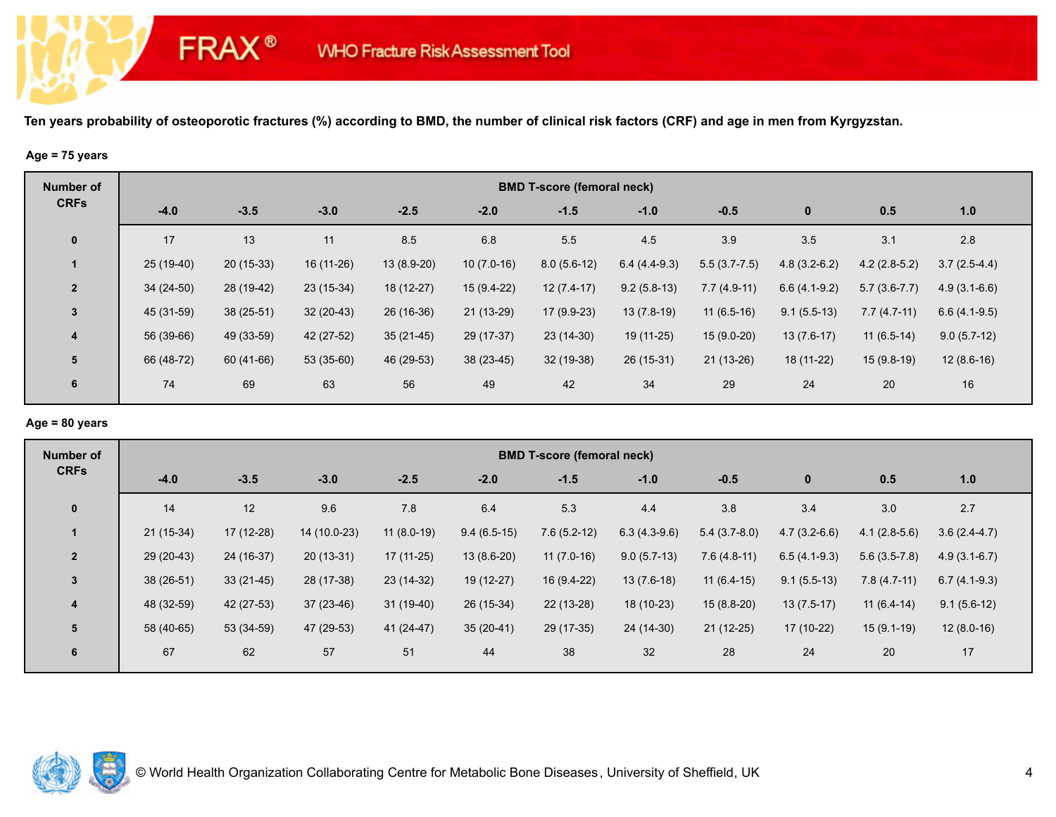FRAX® WHO Fracture Risk Assessment Tool

**Ten years probability of osteoporotic fractures (%) according to BMD, the number of clinical risk factors (CRF) and age in men from Kyrgyzstan.**

**Age = 75 years**

| Number of CRFs | BMD T-score (femoral neck) | | | | | | | | | | |
|---|---|---|---|---|---|---|---|---|---|---|---|
| | -4.0 | -3.5 | -3.0 | -2.5 | -2.0 | -1.5 | -1.0 | -0.5 | 0 | 0.5 | 1.0 |
| 0 | 17 | 13 | 11 | 8.5 | 6.8 | 5.5 | 4.5 | 3.9 | 3.5 | 3.1 | 2.8 |
| 1 | 25 (19-40) | 20 (15-33) | 16 (11-26) | 13 (8.9-20) | 10 (7.0-16) | 8.0 (5.6-12) | 6.4 (4.4-9.3) | 5.5 (3.7-7.5) | 4.8 (3.2-6.2) | 4.2 (2.8-5.2) | 3.7 (2.5-4.4) |
| 2 | 34 (24-50) | 28 (19-42) | 23 (15-34) | 18 (12-27) | 15 (9.4-22) | 12 (7.4-17) | 9.2 (5.8-13) | 7.7 (4.9-11) | 6.6 (4.1-9.2) | 5.7 (3.6-7.7) | 4.9 (3.1-6.6) |
| 3 | 45 (31-59) | 38 (25-51) | 32 (20-43) | 26 (16-36) | 21 (13-29) | 17 (9.9-23) | 13 (7.8-19) | 11 (6.5-16) | 9.1 (5.5-13) | 7.7 (4.7-11) | 6.6 (4.1-9.5) |
| 4 | 56 (39-66) | 49 (33-59) | 42 (27-52) | 35 (21-45) | 29 (17-37) | 23 (14-30) | 19 (11-25) | 15 (9.0-20) | 13 (7.6-17) | 11 (6.5-14) | 9.0 (5.7-12) |
| 5 | 66 (48-72) | 60 (41-66) | 53 (35-60) | 46 (29-53) | 38 (23-45) | 32 (19-38) | 26 (15-31) | 21 (13-26) | 18 (11-22) | 15 (9.8-19) | 12 (8.6-16) |
| 6 | 74 | 69 | 63 | 56 | 49 | 42 | 34 | 29 | 24 | 20 | 16 |

**Age = 80 years**

| Number of CRFs | BMD T-score (femoral neck) | | | | | | | | | | |
|---|---|---|---|---|---|---|---|---|---|---|---|
| | -4.0 | -3.5 | -3.0 | -2.5 | -2.0 | -1.5 | -1.0 | -0.5 | 0 | 0.5 | 1.0 |
| 0 | 14 | 12 | 9.6 | 7.8 | 6.4 | 5.3 | 4.4 | 3.8 | 3.4 | 3.0 | 2.7 |
| 1 | 21 (15-34) | 17 (12-28) | 14 (10.0-23) | 11 (8.0-19) | 9.4 (6.5-15) | 7.6 (5.2-12) | 6.3 (4.3-9.6) | 5.4 (3.7-8.0) | 4.7 (3.2-6.6) | 4.1 (2.8-5.6) | 3.6 (2.4-4.7) |
| 2 | 29 (20-43) | 24 (16-37) | 20 (13-31) | 17 (11-25) | 13 (8.6-20) | 11 (7.0-16) | 9.0 (5.7-13) | 7.6 (4.8-11) | 6.5 (4.1-9.3) | 5.6 (3.5-7.8) | 4.9 (3.1-6.7) |
| 3 | 38 (26-51) | 33 (21-45) | 28 (17-38) | 23 (14-32) | 19 (12-27) | 16 (9.4-22) | 13 (7.6-18) | 11 (6.4-15) | 9.1 (5.5-13) | 7.8 (4.7-11) | 6.7 (4.1-9.3) |
| 4 | 48 (32-59) | 42 (27-53) | 37 (23-46) | 31 (19-40) | 26 (15-34) | 22 (13-28) | 18 (10-23) | 15 (8.8-20) | 13 (7.5-17) | 11 (6.4-14) | 9.1 (5.6-12) |
| 5 | 58 (40-65) | 53 (34-59) | 47 (29-53) | 41 (24-47) | 35 (20-41) | 29 (17-35) | 24 (14-30) | 21 (12-25) | 17 (10-22) | 15 (9.1-19) | 12 (8.0-16) |
| 6 | 67 | 62 | 57 | 51 | 44 | 38 | 32 | 28 | 24 | 20 | 17 |

© World Health Organization Collaborating Centre for Metabolic Bone Diseases, University of Sheffield, UK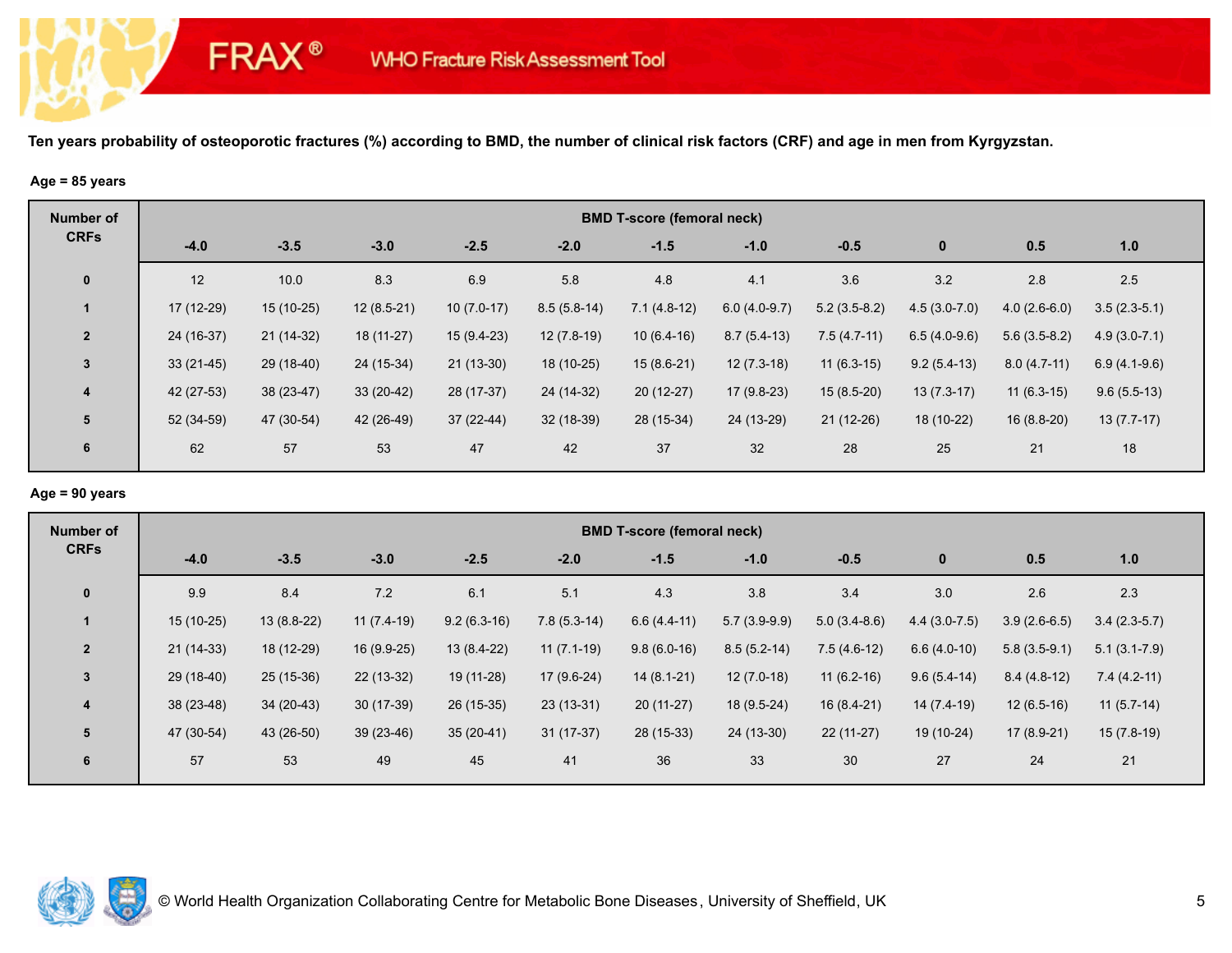FRAX® WHO Fracture Risk Assessment Tool

**Ten years probability of osteoporotic fractures (%) according to BMD, the number of clinical risk factors (CRF) and age in men from Kyrgyzstan.**

**Age = 85 years**

| Number of CRFs | BMD T-score (femoral neck) | | | | | | | | | | |
|---|---|---|---|---|---|---|---|---|---|---|---|
| | -4.0 | -3.5 | -3.0 | -2.5 | -2.0 | -1.5 | -1.0 | -0.5 | 0 | 0.5 | 1.0 |
| 0 | 12 | 10.0 | 8.3 | 6.9 | 5.8 | 4.8 | 4.1 | 3.6 | 3.2 | 2.8 | 2.5 |
| 1 | 17 (12-29) | 15 (10-25) | 12 (8.5-21) | 10 (7.0-17) | 8.5 (5.8-14) | 7.1 (4.8-12) | 6.0 (4.0-9.7) | 5.2 (3.5-8.2) | 4.5 (3.0-7.0) | 4.0 (2.6-6.0) | 3.5 (2.3-5.1) |
| 2 | 24 (16-37) | 21 (14-32) | 18 (11-27) | 15 (9.4-23) | 12 (7.8-19) | 10 (6.4-16) | 8.7 (5.4-13) | 7.5 (4.7-11) | 6.5 (4.0-9.6) | 5.6 (3.5-8.2) | 4.9 (3.0-7.1) |
| 3 | 33 (21-45) | 29 (18-40) | 24 (15-34) | 21 (13-30) | 18 (10-25) | 15 (8.6-21) | 12 (7.3-18) | 11 (6.3-15) | 9.2 (5.4-13) | 8.0 (4.7-11) | 6.9 (4.1-9.6) |
| 4 | 42 (27-53) | 38 (23-47) | 33 (20-42) | 28 (17-37) | 24 (14-32) | 20 (12-27) | 17 (9.8-23) | 15 (8.5-20) | 13 (7.3-17) | 11 (6.3-15) | 9.6 (5.5-13) |
| 5 | 52 (34-59) | 47 (30-54) | 42 (26-49) | 37 (22-44) | 32 (18-39) | 28 (15-34) | 24 (13-29) | 21 (12-26) | 18 (10-22) | 16 (8.8-20) | 13 (7.7-17) |
| 6 | 62 | 57 | 53 | 47 | 42 | 37 | 32 | 28 | 25 | 21 | 18 |

**Age = 90 years**

| Number of CRFs | BMD T-score (femoral neck) | | | | | | | | | | |
|---|---|---|---|---|---|---|---|---|---|---|---|
| | -4.0 | -3.5 | -3.0 | -2.5 | -2.0 | -1.5 | -1.0 | -0.5 | 0 | 0.5 | 1.0 |
| 0 | 9.9 | 8.4 | 7.2 | 6.1 | 5.1 | 4.3 | 3.8 | 3.4 | 3.0 | 2.6 | 2.3 |
| 1 | 15 (10-25) | 13 (8.8-22) | 11 (7.4-19) | 9.2 (6.3-16) | 7.8 (5.3-14) | 6.6 (4.4-11) | 5.7 (3.9-9.9) | 5.0 (3.4-8.6) | 4.4 (3.0-7.5) | 3.9 (2.6-6.5) | 3.4 (2.3-5.7) |
| 2 | 21 (14-33) | 18 (12-29) | 16 (9.9-25) | 13 (8.4-22) | 11 (7.1-19) | 9.8 (6.0-16) | 8.5 (5.2-14) | 7.5 (4.6-12) | 6.6 (4.0-10) | 5.8 (3.5-9.1) | 5.1 (3.1-7.9) |
| 3 | 29 (18-40) | 25 (15-36) | 22 (13-32) | 19 (11-28) | 17 (9.6-24) | 14 (8.1-21) | 12 (7.0-18) | 11 (6.2-16) | 9.6 (5.4-14) | 8.4 (4.8-12) | 7.4 (4.2-11) |
| 4 | 38 (23-48) | 34 (20-43) | 30 (17-39) | 26 (15-35) | 23 (13-31) | 20 (11-27) | 18 (9.5-24) | 16 (8.4-21) | 14 (7.4-19) | 12 (6.5-16) | 11 (5.7-14) |
| 5 | 47 (30-54) | 43 (26-50) | 39 (23-46) | 35 (20-41) | 31 (17-37) | 28 (15-33) | 24 (13-30) | 22 (11-27) | 19 (10-24) | 17 (8.9-21) | 15 (7.8-19) |
| 6 | 57 | 53 | 49 | 45 | 41 | 36 | 33 | 30 | 27 | 24 | 21 |

© World Health Organization Collaborating Centre for Metabolic Bone Diseases, University of Sheffield, UK